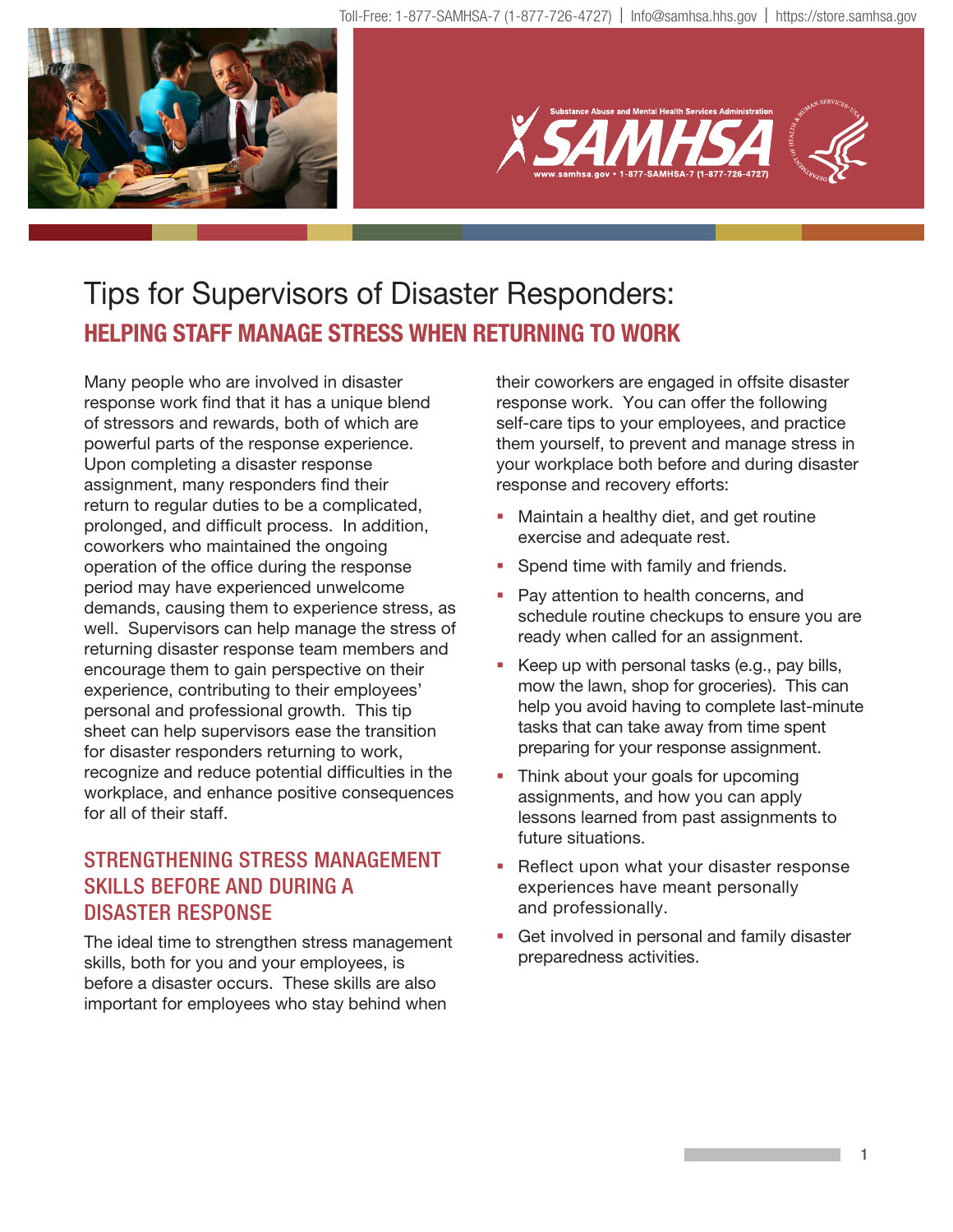# Tips for Supervisors of Disaster Responders:

## HELPING STAFF MANAGE STRESS WHEN RETURNING TO WORK

Many people who are involved in disaster response work find that it has a unique blend of stressors and rewards, both of which are powerful parts of the response experience. Upon completing a disaster response assignment, many responders find their return to regular duties to be a complicated, prolonged, and difficult process. In addition, coworkers who maintained the ongoing operation of the office during the response period may have experienced unwelcome demands, causing them to experience stress, as well. Supervisors can help manage the stress of returning disaster response team members and encourage them to gain perspective on their experience, contributing to their employees' personal and professional growth. This tip sheet can help supervisors ease the transition for disaster responders returning to work, recognize and reduce potential difficulties in the workplace, and enhance positive consequences for all of their staff.

### STRENGTHENING STRESS MANAGEMENT SKILLS BEFORE AND DURING A DISASTER RESPONSE

The ideal time to strengthen stress management skills, both for you and your employees, is before a disaster occurs. These skills are also important for employees who stay behind when their coworkers are engaged in offsite disaster response work. You can offer the following self-care tips to your employees, and practice them yourself, to prevent and manage stress in your workplace both before and during disaster response and recovery efforts:

- Maintain a healthy diet, and get routine exercise and adequate rest.
- Spend time with family and friends.
- Pay attention to health concerns, and schedule routine checkups to ensure you are ready when called for an assignment.
- Keep up with personal tasks (e.g., pay bills, mow the lawn, shop for groceries). This can help you avoid having to complete last-minute tasks that can take away from time spent preparing for your response assignment.
- Think about your goals for upcoming assignments, and how you can apply lessons learned from past assignments to future situations.
- Reflect upon what your disaster response experiences have meant personally and professionally.
- Get involved in personal and family disaster preparedness activities.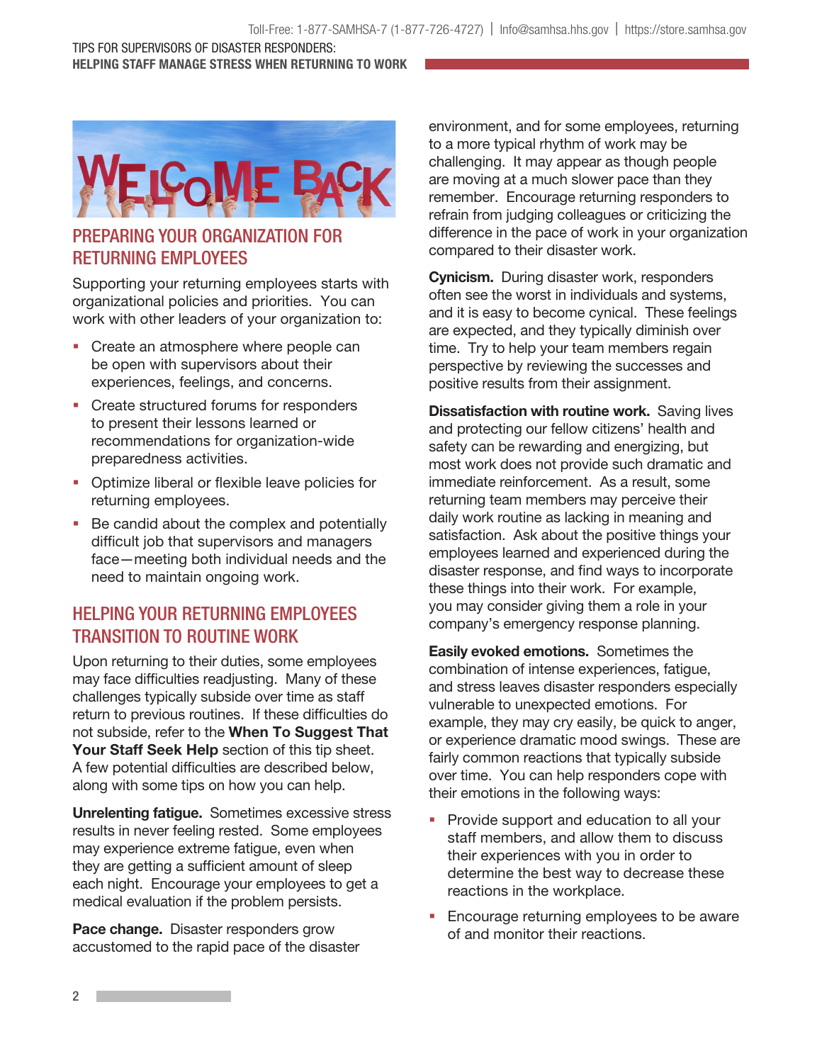## PREPARING YOUR ORGANIZATION FOR RETURNING EMPLOYEES

Supporting your returning employees starts with organizational policies and priorities. You can work with other leaders of your organization to:

- Create an atmosphere where people can be open with supervisors about their experiences, feelings, and concerns.
- Create structured forums for responders to present their lessons learned or recommendations for organization-wide preparedness activities.
- Optimize liberal or flexible leave policies for returning employees.
- Be candid about the complex and potentially difficult job that supervisors and managers face—meeting both individual needs and the need to maintain ongoing work.

## HELPING YOUR RETURNING EMPLOYEES TRANSITION TO ROUTINE WORK

Upon returning to their duties, some employees may face difficulties readjusting. Many of these challenges typically subside over time as staff return to previous routines. If these difficulties do not subside, refer to the **When To Suggest That Your Staff Seek Help** section of this tip sheet. A few potential difficulties are described below, along with some tips on how you can help.

**Unrelenting fatigue.** Sometimes excessive stress results in never feeling rested. Some employees may experience extreme fatigue, even when they are getting a sufficient amount of sleep each night. Encourage your employees to get a medical evaluation if the problem persists.

**Pace change.** Disaster responders grow accustomed to the rapid pace of the disaster environment, and for some employees, returning to a more typical rhythm of work may be challenging. It may appear as though people are moving at a much slower pace than they remember. Encourage returning responders to refrain from judging colleagues or criticizing the difference in the pace of work in your organization compared to their disaster work.

**Cynicism.** During disaster work, responders often see the worst in individuals and systems, and it is easy to become cynical. These feelings are expected, and they typically diminish over time. Try to help your team members regain perspective by reviewing the successes and positive results from their assignment.

**Dissatisfaction with routine work.** Saving lives and protecting our fellow citizens' health and safety can be rewarding and energizing, but most work does not provide such dramatic and immediate reinforcement. As a result, some returning team members may perceive their daily work routine as lacking in meaning and satisfaction. Ask about the positive things your employees learned and experienced during the disaster response, and find ways to incorporate these things into their work. For example, you may consider giving them a role in your company's emergency response planning.

**Easily evoked emotions.** Sometimes the combination of intense experiences, fatigue, and stress leaves disaster responders especially vulnerable to unexpected emotions. For example, they may cry easily, be quick to anger, or experience dramatic mood swings. These are fairly common reactions that typically subside over time. You can help responders cope with their emotions in the following ways:

- Provide support and education to all your staff members, and allow them to discuss their experiences with you in order to determine the best way to decrease these reactions in the workplace.
- Encourage returning employees to be aware of and monitor their reactions.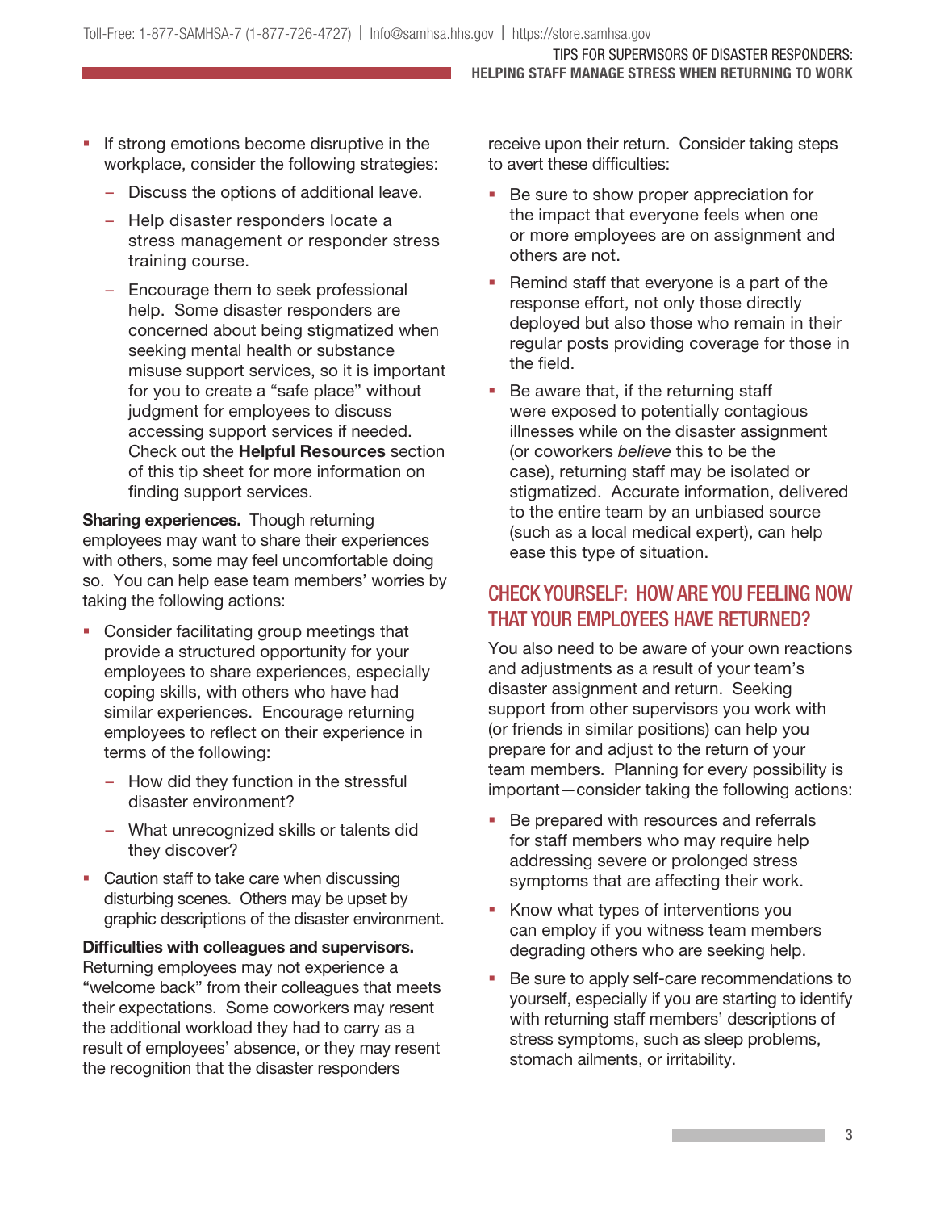- If strong emotions become disruptive in the workplace, consider the following strategies:
  - Discuss the options of additional leave.
  - Help disaster responders locate a stress management or responder stress training course.
  - Encourage them to seek professional help. Some disaster responders are concerned about being stigmatized when seeking mental health or substance misuse support services, so it is important for you to create a "safe place" without judgment for employees to discuss accessing support services if needed. Check out the **Helpful Resources** section of this tip sheet for more information on finding support services.

**Sharing experiences.** Though returning employees may want to share their experiences with others, some may feel uncomfortable doing so. You can help ease team members' worries by taking the following actions:

- Consider facilitating group meetings that provide a structured opportunity for your employees to share experiences, especially coping skills, with others who have had similar experiences. Encourage returning employees to reflect on their experience in terms of the following:
  - How did they function in the stressful disaster environment?
  - What unrecognized skills or talents did they discover?
- Caution staff to take care when discussing disturbing scenes. Others may be upset by graphic descriptions of the disaster environment.

**Difficulties with colleagues and supervisors.** Returning employees may not experience a "welcome back" from their colleagues that meets their expectations. Some coworkers may resent the additional workload they had to carry as a result of employees' absence, or they may resent the recognition that the disaster responders receive upon their return. Consider taking steps to avert these difficulties:

- Be sure to show proper appreciation for the impact that everyone feels when one or more employees are on assignment and others are not.
- Remind staff that everyone is a part of the response effort, not only those directly deployed but also those who remain in their regular posts providing coverage for those in the field.
- Be aware that, if the returning staff were exposed to potentially contagious illnesses while on the disaster assignment (or coworkers *believe* this to be the case), returning staff may be isolated or stigmatized. Accurate information, delivered to the entire team by an unbiased source (such as a local medical expert), can help ease this type of situation.

## CHECK YOURSELF: HOW ARE YOU FEELING NOW THAT YOUR EMPLOYEES HAVE RETURNED?

You also need to be aware of your own reactions and adjustments as a result of your team's disaster assignment and return. Seeking support from other supervisors you work with (or friends in similar positions) can help you prepare for and adjust to the return of your team members. Planning for every possibility is important—consider taking the following actions:

- Be prepared with resources and referrals for staff members who may require help addressing severe or prolonged stress symptoms that are affecting their work.
- Know what types of interventions you can employ if you witness team members degrading others who are seeking help.
- Be sure to apply self-care recommendations to yourself, especially if you are starting to identify with returning staff members' descriptions of stress symptoms, such as sleep problems, stomach ailments, or irritability.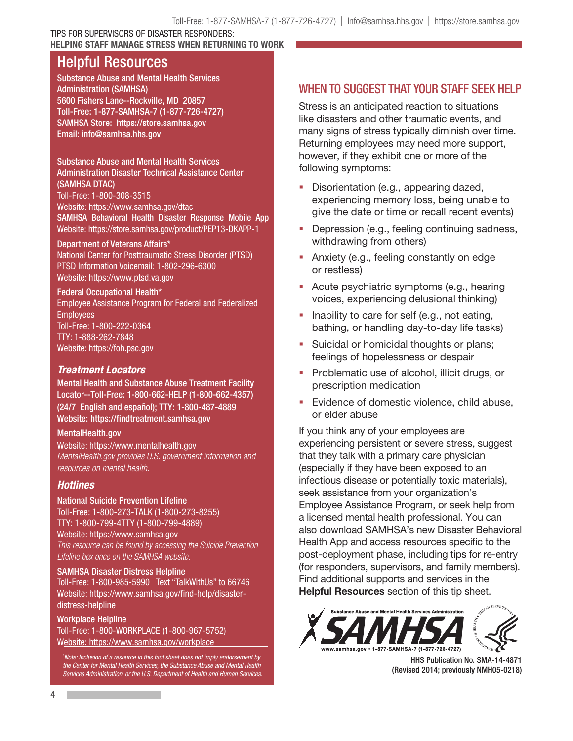TIPS FOR SUPERVISORS OF DISASTER RESPONDERS:
**HELPING STAFF MANAGE STRESS WHEN RETURNING TO WORK**

## Helpful Resources

**Substance Abuse and Mental Health Services Administration (SAMHSA)**
**5600 Fishers Lane--Rockville, MD 20857**
**Toll-Free: 1-877-SAMHSA-7 (1-877-726-4727)**
**SAMHSA Store: https://store.samhsa.gov**
**Email: info@samhsa.hhs.gov**

**Substance Abuse and Mental Health Services Administration Disaster Technical Assistance Center (SAMHSA DTAC)**
Toll-Free: 1-800-308-3515
Website: https://www.samhsa.gov/dtac
**SAMHSA Behavioral Health Disaster Response Mobile App**
Website: https://store.samhsa.gov/product/PEP13-DKAPP-1

**Department of Veterans Affairs***
National Center for Posttraumatic Stress Disorder (PTSD)
PTSD Information Voicemail: 1-802-296-6300
Website: https://www.ptsd.va.gov

**Federal Occupational Health***
Employee Assistance Program for Federal and Federalized Employees
Toll-Free: 1-800-222-0364
TTY: 1-888-262-7848
Website: https://foh.psc.gov

### *Treatment Locators*

**Mental Health and Substance Abuse Treatment Facility Locator--Toll-Free: 1-800-662-HELP (1-800-662-4357) (24/7 English and español); TTY: 1-800-487-4889**
**Website: https://findtreatment.samhsa.gov**

**MentalHealth.gov**
Website: https://www.mentalhealth.gov
*MentalHealth.gov provides U.S. government information and resources on mental health.*

### *Hotlines*

**National Suicide Prevention Lifeline**
Toll-Free: 1-800-273-TALK (1-800-273-8255)
TTY: 1-800-799-4TTY (1-800-799-4889)
Website: https://www.samhsa.gov
*This resource can be found by accessing the Suicide Prevention Lifeline box once on the SAMHSA website.*

**SAMHSA Disaster Distress Helpline**
Toll-Free: 1-800-985-5990 Text "TalkWithUs" to 66746
Website: https://www.samhsa.gov/find-help/disaster-distress-helpline

**Workplace Helpline**
Toll-Free: 1-800-WORKPLACE (1-800-967-5752)
Website: https://www.samhsa.gov/workplace

*[*]Note: Inclusion of a resource in this fact sheet does not imply endorsement by the Center for Mental Health Services, the Substance Abuse and Mental Health Services Administration, or the U.S. Department of Health and Human Services.*

## WHEN TO SUGGEST THAT YOUR STAFF SEEK HELP

Stress is an anticipated reaction to situations like disasters and other traumatic events, and many signs of stress typically diminish over time. Returning employees may need more support, however, if they exhibit one or more of the following symptoms:

- Disorientation (e.g., appearing dazed, experiencing memory loss, being unable to give the date or time or recall recent events)
- Depression (e.g., feeling continuing sadness, withdrawing from others)
- Anxiety (e.g., feeling constantly on edge or restless)
- Acute psychiatric symptoms (e.g., hearing voices, experiencing delusional thinking)
- Inability to care for self (e.g., not eating, bathing, or handling day-to-day life tasks)
- Suicidal or homicidal thoughts or plans; feelings of hopelessness or despair
- Problematic use of alcohol, illicit drugs, or prescription medication
- Evidence of domestic violence, child abuse, or elder abuse

If you think any of your employees are experiencing persistent or severe stress, suggest that they talk with a primary care physician (especially if they have been exposed to an infectious disease or potentially toxic materials), seek assistance from your organization's Employee Assistance Program, or seek help from a licensed mental health professional. You can also download SAMHSA's new Disaster Behavioral Health App and access resources specific to the post-deployment phase, including tips for re-entry (for responders, supervisors, and family members). Find additional supports and services in the **Helpful Resources** section of this tip sheet.

Substance Abuse and Mental Health Services Administration
SAMHSA
www.samhsa.gov • 1-877-SAMHSA-7 (1-877-726-4727)

HHS Publication No. SMA-14-4871
(Revised 2014; previously NMH05-0218)